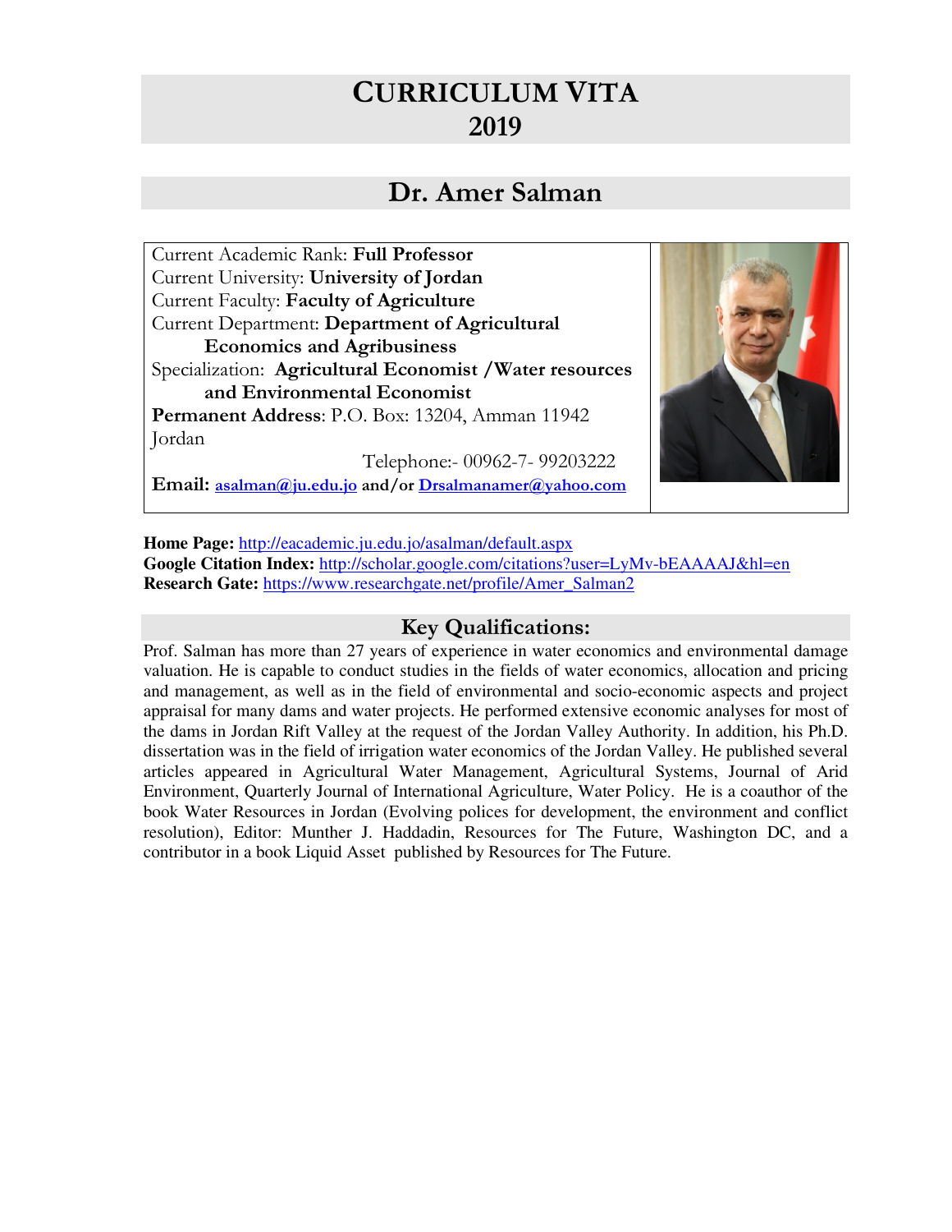# CURRICULUM VITA
# 2019

## Dr. Amer Salman

Current Academic Rank: **Full Professor**
Current University: **University of Jordan**
Current Faculty: **Faculty of Agriculture**
Current Department: **Department of Agricultural Economics and Agribusiness**
Specialization: **Agricultural Economist /Water resources and Environmental Economist**
**Permanent Address**: P.O. Box: 13204, Amman 11942 Jordan
Telephone:- 00962-7- 99203222
**Email: asalman@ju.edu.jo and/or Drsalmanamer@yahoo.com**

**Home Page:** http://eacademic.ju.edu.jo/asalman/default.aspx
**Google Citation Index:** http://scholar.google.com/citations?user=LyMv-bEAAAAJ&hl=en
**Research Gate:** https://www.researchgate.net/profile/Amer_Salman2

## Key Qualifications:

Prof. Salman has more than 27 years of experience in water economics and environmental damage valuation. He is capable to conduct studies in the fields of water economics, allocation and pricing and management, as well as in the field of environmental and socio-economic aspects and project appraisal for many dams and water projects. He performed extensive economic analyses for most of the dams in Jordan Rift Valley at the request of the Jordan Valley Authority. In addition, his Ph.D. dissertation was in the field of irrigation water economics of the Jordan Valley. He published several articles appeared in Agricultural Water Management, Agricultural Systems, Journal of Arid Environment, Quarterly Journal of International Agriculture, Water Policy. He is a coauthor of the book Water Resources in Jordan (Evolving polices for development, the environment and conflict resolution), Editor: Munther J. Haddadin, Resources for The Future, Washington DC, and a contributor in a book Liquid Asset published by Resources for The Future.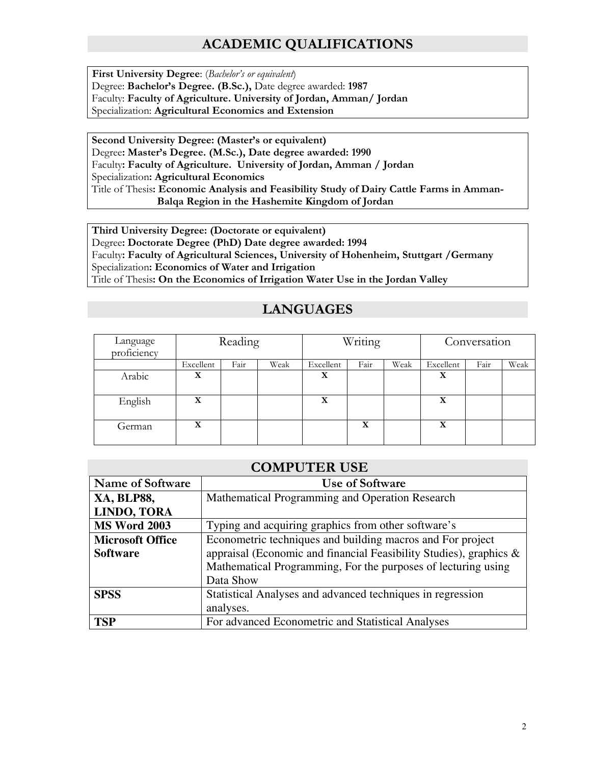## ACADEMIC QUALIFICATIONS

**First University Degree**: (*Bachelor's or equivalent*)
Degree: **Bachelor's Degree. (B.Sc.),** Date degree awarded: **1987**
Faculty: **Faculty of Agriculture. University of Jordan, Amman/ Jordan**
Specialization: **Agricultural Economics and Extension**

**Second University Degree: (Master's or equivalent)**
Degree**: Master's Degree. (M.Sc.), Date degree awarded: 1990**
Faculty**: Faculty of Agriculture. University of Jordan, Amman / Jordan**
Specialization**: Agricultural Economics**
Title of Thesis**: Economic Analysis and Feasibility Study of Dairy Cattle Farms in Amman-Balqa Region in the Hashemite Kingdom of Jordan**

**Third University Degree: (Doctorate or equivalent)**
Degree**: Doctorate Degree (PhD) Date degree awarded: 1994**
Faculty**: Faculty of Agricultural Sciences, University of Hohenheim, Stuttgart /Germany**
Specialization**: Economics of Water and Irrigation**
Title of Thesis**: On the Economics of Irrigation Water Use in the Jordan Valley**

## LANGUAGES

| Language proficiency | Reading | | | Writing | | | Conversation | | |
|---|---|---|---|---|---|---|---|---|---|
| | Excellent | Fair | Weak | Excellent | Fair | Weak | Excellent | Fair | Weak |
| Arabic | X | | | X | | | X | | |
| English | X | | | X | | | X | | |
| German | X | | | | X | | X | | |

## COMPUTER USE

| Name of Software | Use of Software |
|---|---|
| **XA, BLP88, LINDO, TORA** | Mathematical Programming and Operation Research |
| **MS Word 2003** | Typing and acquiring graphics from other software's |
| **Microsoft Office Software** | Econometric techniques and building macros and For project appraisal (Economic and financial Feasibility Studies), graphics & Mathematical Programming, For the purposes of lecturing using Data Show |
| **SPSS** | Statistical Analyses and advanced techniques in regression analyses. |
| **TSP** | For advanced Econometric and Statistical Analyses |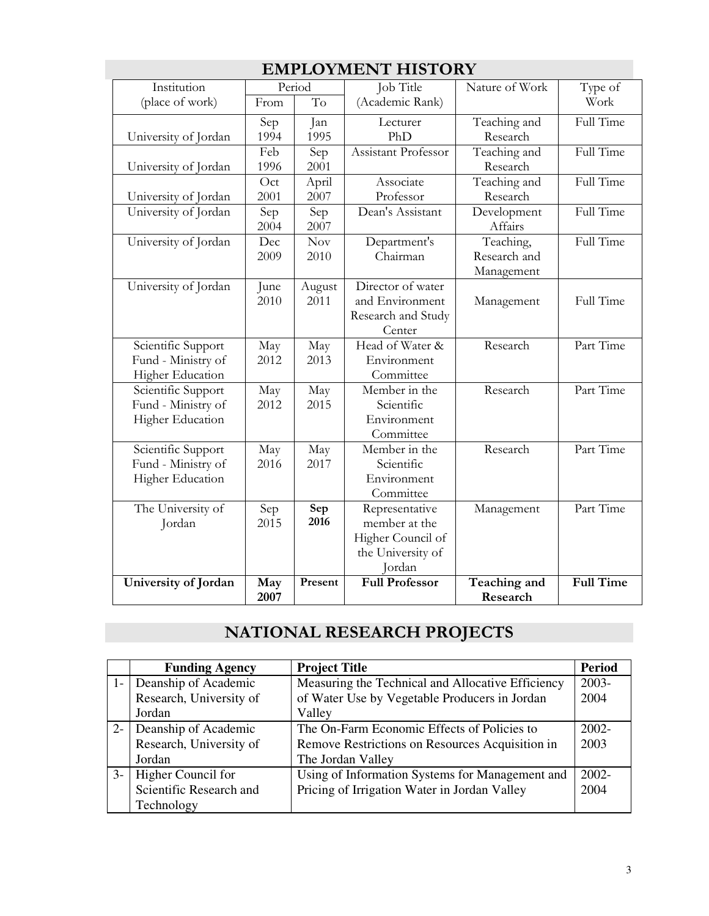## EMPLOYMENT HISTORY

| Institution (place of work) | Period | | Job Title (Academic Rank) | Nature of Work | Type of Work |
|---|---|---|---|---|---|
| | From | To | | | |
| University of Jordan | Sep 1994 | Jan 1995 | Lecturer PhD | Teaching and Research | Full Time |
| University of Jordan | Feb 1996 | Sep 2001 | Assistant Professor | Teaching and Research | Full Time |
| University of Jordan | Oct 2001 | April 2007 | Associate Professor | Teaching and Research | Full Time |
| University of Jordan | Sep 2004 | Sep 2007 | Dean's Assistant | Development Affairs | Full Time |
| University of Jordan | Dec 2009 | Nov 2010 | Department's Chairman | Teaching, Research and Management | Full Time |
| University of Jordan | June 2010 | August 2011 | Director of water and Environment Research and Study Center | Management | Full Time |
| Scientific Support Fund - Ministry of Higher Education | May 2012 | May 2013 | Head of Water & Environment Committee | Research | Part Time |
| Scientific Support Fund - Ministry of Higher Education | May 2012 | May 2015 | Member in the Scientific Environment Committee | Research | Part Time |
| Scientific Support Fund - Ministry of Higher Education | May 2016 | May 2017 | Member in the Scientific Environment Committee | Research | Part Time |
| The University of Jordan | Sep 2015 | **Sep 2016** | Representative member at the Higher Council of the University of Jordan | Management | Part Time |
| **University of Jordan** | **May 2007** | **Present** | **Full Professor** | **Teaching and Research** | **Full Time** |

## NATIONAL RESEARCH PROJECTS

| | Funding Agency | Project Title | Period |
|---|---|---|---|
| 1- | Deanship of Academic Research, University of Jordan | Measuring the Technical and Allocative Efficiency of Water Use by Vegetable Producers in Jordan Valley | 2003-2004 |
| 2- | Deanship of Academic Research, University of Jordan | The On-Farm Economic Effects of Policies to Remove Restrictions on Resources Acquisition in The Jordan Valley | 2002-2003 |
| 3- | Higher Council for Scientific Research and Technology | Using of Information Systems for Management and Pricing of Irrigation Water in Jordan Valley | 2002-2004 |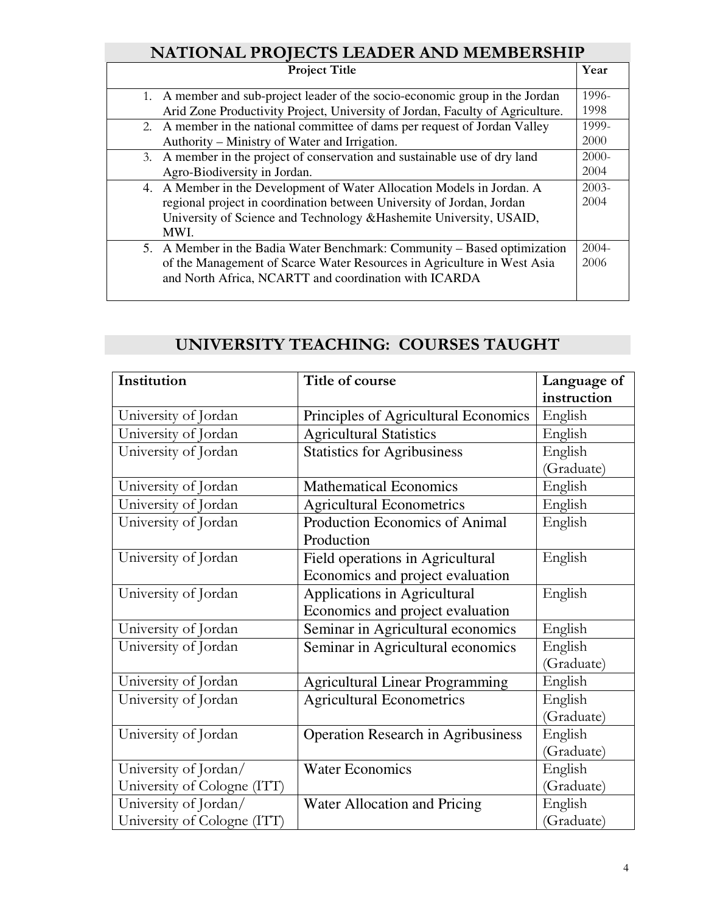## NATIONAL PROJECTS LEADER AND MEMBERSHIP

| Project Title | Year |
|---|---|
| 1. A member and sub-project leader of the socio-economic group in the Jordan Arid Zone Productivity Project, University of Jordan, Faculty of Agriculture. | 1996-1998 |
| 2. A member in the national committee of dams per request of Jordan Valley Authority – Ministry of Water and Irrigation. | 1999-2000 |
| 3. A member in the project of conservation and sustainable use of dry land Agro-Biodiversity in Jordan. | 2000-2004 |
| 4. A Member in the Development of Water Allocation Models in Jordan. A regional project in coordination between University of Jordan, Jordan University of Science and Technology &Hashemite University, USAID, MWI. | 2003-2004 |
| 5. A Member in the Badia Water Benchmark: Community – Based optimization of the Management of Scarce Water Resources in Agriculture in West Asia and North Africa, NCARTT and coordination with ICARDA | 2004-2006 |

## UNIVERSITY TEACHING: COURSES TAUGHT

| Institution | Title of course | Language of instruction |
|---|---|---|
| University of Jordan | Principles of Agricultural Economics | English |
| University of Jordan | Agricultural Statistics | English |
| University of Jordan | Statistics for Agribusiness | English (Graduate) |
| University of Jordan | Mathematical Economics | English |
| University of Jordan | Agricultural Econometrics | English |
| University of Jordan | Production Economics of Animal Production | English |
| University of Jordan | Field operations in Agricultural Economics and project evaluation | English |
| University of Jordan | Applications in Agricultural Economics and project evaluation | English |
| University of Jordan | Seminar in Agricultural economics | English |
| University of Jordan | Seminar in Agricultural economics | English (Graduate) |
| University of Jordan | Agricultural Linear Programming | English |
| University of Jordan | Agricultural Econometrics | English (Graduate) |
| University of Jordan | Operation Research in Agribusiness | English (Graduate) |
| University of Jordan/ University of Cologne (ITT) | Water Economics | English (Graduate) |
| University of Jordan/ University of Cologne (ITT) | Water Allocation and Pricing | English (Graduate) |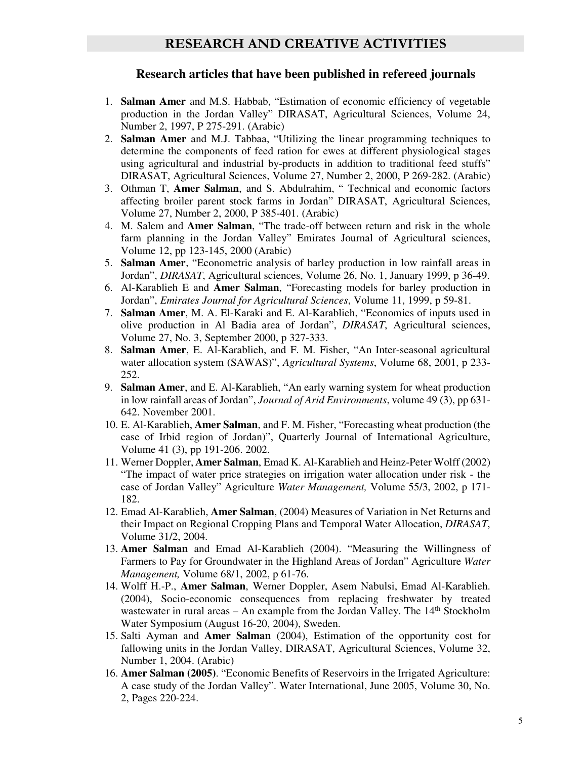# RESEARCH AND CREATIVE ACTIVITIES

## Research articles that have been published in refereed journals

1. **Salman Amer** and M.S. Habbab, "Estimation of economic efficiency of vegetable production in the Jordan Valley" DIRASAT, Agricultural Sciences, Volume 24, Number 2, 1997, P 275-291. (Arabic)
2. **Salman Amer** and M.J. Tabbaa, "Utilizing the linear programming techniques to determine the components of feed ration for ewes at different physiological stages using agricultural and industrial by-products in addition to traditional feed stuffs" DIRASAT, Agricultural Sciences, Volume 27, Number 2, 2000, P 269-282. (Arabic)
3. Othman T, **Amer Salman**, and S. Abdulrahim, " Technical and economic factors affecting broiler parent stock farms in Jordan" DIRASAT, Agricultural Sciences, Volume 27, Number 2, 2000, P 385-401. (Arabic)
4. M. Salem and **Amer Salman**, "The trade-off between return and risk in the whole farm planning in the Jordan Valley" Emirates Journal of Agricultural sciences, Volume 12, pp 123-145, 2000 (Arabic)
5. **Salman Amer**, "Econometric analysis of barley production in low rainfall areas in Jordan", *DIRASAT*, Agricultural sciences, Volume 26, No. 1, January 1999, p 36-49.
6. Al-Karablieh E and **Amer Salman**, "Forecasting models for barley production in Jordan", *Emirates Journal for Agricultural Sciences*, Volume 11, 1999, p 59-81.
7. **Salman Amer**, M. A. El-Karaki and E. Al-Karablieh, "Economics of inputs used in olive production in Al Badia area of Jordan", *DIRASAT*, Agricultural sciences, Volume 27, No. 3, September 2000, p 327-333.
8. **Salman Amer**, E. Al-Karablieh, and F. M. Fisher, "An Inter-seasonal agricultural water allocation system (SAWAS)", *Agricultural Systems*, Volume 68, 2001, p 233-252.
9. **Salman Amer**, and E. Al-Karablieh, "An early warning system for wheat production in low rainfall areas of Jordan", *Journal of Arid Environments*, volume 49 (3), pp 631-642. November 2001.
10. E. Al-Karablieh, **Amer Salman**, and F. M. Fisher, "Forecasting wheat production (the case of Irbid region of Jordan)", Quarterly Journal of International Agriculture, Volume 41 (3), pp 191-206. 2002.
11. Werner Doppler, **Amer Salman**, Emad K. Al-Karablieh and Heinz-Peter Wolff (2002) "The impact of water price strategies on irrigation water allocation under risk - the case of Jordan Valley" Agriculture *Water Management,* Volume 55/3, 2002, p 171-182.
12. Emad Al-Karablieh, **Amer Salman**, (2004) Measures of Variation in Net Returns and their Impact on Regional Cropping Plans and Temporal Water Allocation, *DIRASAT*, Volume 31/2, 2004.
13. **Amer Salman** and Emad Al-Karablieh (2004). "Measuring the Willingness of Farmers to Pay for Groundwater in the Highland Areas of Jordan" Agriculture *Water Management,* Volume 68/1, 2002, p 61-76.
14. Wolff H.-P., **Amer Salman**, Werner Doppler, Asem Nabulsi, Emad Al-Karablieh. (2004), Socio-economic consequences from replacing freshwater by treated wastewater in rural areas – An example from the Jordan Valley. The 14th Stockholm Water Symposium (August 16-20, 2004), Sweden.
15. Salti Ayman and **Amer Salman** (2004), Estimation of the opportunity cost for fallowing units in the Jordan Valley, DIRASAT, Agricultural Sciences, Volume 32, Number 1, 2004. (Arabic)
16. **Amer Salman (2005)**. "Economic Benefits of Reservoirs in the Irrigated Agriculture: A case study of the Jordan Valley". Water International, June 2005, Volume 30, No. 2, Pages 220-224.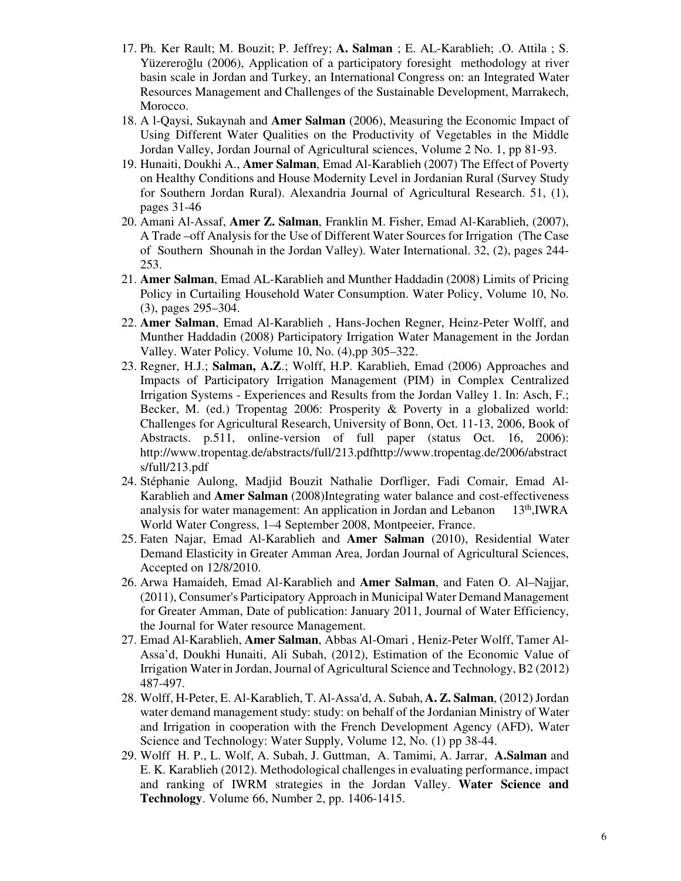17. Ph. Ker Rault; M. Bouzit; P. Jeffrey; **A. Salman** ; E. AL-Karablieh; .O. Attila ; S. Yüzereroğlu (2006), Application of a participatory foresight methodology at river basin scale in Jordan and Turkey, an International Congress on: an Integrated Water Resources Management and Challenges of the Sustainable Development, Marrakech, Morocco.
18. A l-Qaysi, Sukaynah and **Amer Salman** (2006), Measuring the Economic Impact of Using Different Water Qualities on the Productivity of Vegetables in the Middle Jordan Valley, Jordan Journal of Agricultural sciences, Volume 2 No. 1, pp 81-93.
19. Hunaiti, Doukhi A., **Amer Salman**, Emad Al-Karablieh (2007) The Effect of Poverty on Healthy Conditions and House Modernity Level in Jordanian Rural (Survey Study for Southern Jordan Rural). Alexandria Journal of Agricultural Research. 51, (1), pages 31-46
20. Amani Al-Assaf, **Amer Z. Salman**, Franklin M. Fisher, Emad Al-Karablieh, (2007), A Trade –off Analysis for the Use of Different Water Sources for Irrigation (The Case of Southern Shounah in the Jordan Valley). Water International. 32, (2), pages 244-253.
21. **Amer Salman**, Emad AL-Karablieh and Munther Haddadin (2008) Limits of Pricing Policy in Curtailing Household Water Consumption. Water Policy, Volume 10, No. (3), pages 295–304.
22. **Amer Salman**, Emad Al-Karablieh , Hans-Jochen Regner, Heinz-Peter Wolff, and Munther Haddadin (2008) Participatory Irrigation Water Management in the Jordan Valley. Water Policy. Volume 10, No. (4),pp 305–322.
23. Regner, H.J.; **Salman, A.Z**.; Wolff, H.P. Karablieh, Emad (2006) Approaches and Impacts of Participatory Irrigation Management (PIM) in Complex Centralized Irrigation Systems - Experiences and Results from the Jordan Valley 1. In: Asch, F.; Becker, M. (ed.) Tropentag 2006: Prosperity & Poverty in a globalized world: Challenges for Agricultural Research, University of Bonn, Oct. 11-13, 2006, Book of Abstracts. p.511, online-version of full paper (status Oct. 16, 2006): http://www.tropentag.de/abstracts/full/213.pdfhttp://www.tropentag.de/2006/abstracts/full/213.pdf
24. Stéphanie Aulong, Madjid Bouzit Nathalie Dorfliger, Fadi Comair, Emad Al-Karablieh and **Amer Salman** (2008)Integrating water balance and cost-effectiveness analysis for water management: An application in Jordan and Lebanon 13th,IWRA World Water Congress, 1–4 September 2008, Montpeeier, France.
25. Faten Najar, Emad Al-Karablieh and **Amer Salman** (2010), Residential Water Demand Elasticity in Greater Amman Area, Jordan Journal of Agricultural Sciences, Accepted on 12/8/2010.
26. Arwa Hamaideh, Emad Al-Karablieh and **Amer Salman**, and Faten O. Al–Najjar, (2011), Consumer's Participatory Approach in Municipal Water Demand Management for Greater Amman, Date of publication: January 2011, Journal of Water Efficiency, the Journal for Water resource Management.
27. Emad Al-Karablieh, **Amer Salman**, Abbas Al-Omari , Heniz-Peter Wolff, Tamer Al-Assa'd, Doukhi Hunaiti, Ali Subah, (2012), Estimation of the Economic Value of Irrigation Water in Jordan, Journal of Agricultural Science and Technology, B2 (2012) 487-497.
28. Wolff, H-Peter, E. Al-Karablieh, T. Al-Assa'd, A. Subah, **A. Z. Salman**, (2012) Jordan water demand management study: study: on behalf of the Jordanian Ministry of Water and Irrigation in cooperation with the French Development Agency (AFD), Water Science and Technology: Water Supply, Volume 12, No. (1) pp 38-44.
29. Wolff H. P., L. Wolf, A. Subah, J. Guttman, A. Tamimi, A. Jarrar, **A.Salman** and E. K. Karablieh (2012). Methodological challenges in evaluating performance, impact and ranking of IWRM strategies in the Jordan Valley. **Water Science and Technology**. Volume 66, Number 2, pp. 1406-1415.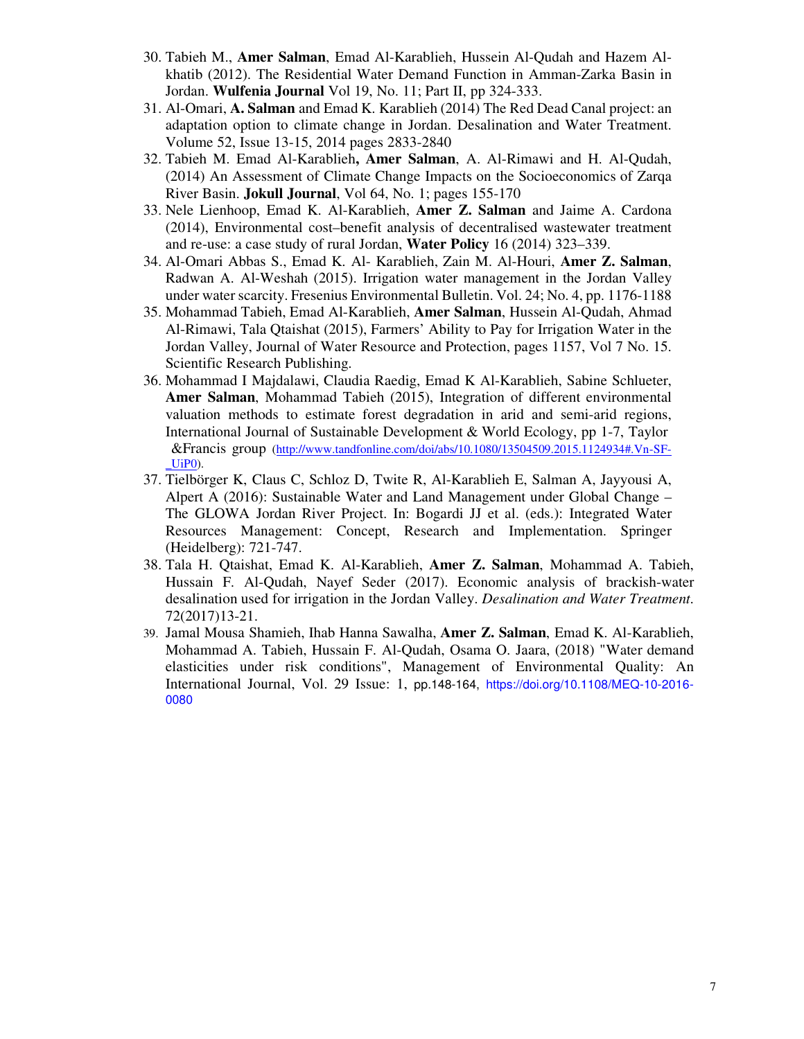30. Tabieh M., **Amer Salman**, Emad Al-Karablieh, Hussein Al-Qudah and Hazem Al-khatib (2012). The Residential Water Demand Function in Amman-Zarka Basin in Jordan. **Wulfenia Journal** Vol 19, No. 11; Part II, pp 324-333.
31. Al-Omari, **A. Salman** and Emad K. Karablieh (2014) The Red Dead Canal project: an adaptation option to climate change in Jordan. Desalination and Water Treatment. Volume 52, Issue 13-15, 2014 pages 2833-2840
32. Tabieh M. Emad Al-Karablieh**, Amer Salman**, A. Al-Rimawi and H. Al-Qudah, (2014) An Assessment of Climate Change Impacts on the Socioeconomics of Zarqa River Basin. **Jokull Journal**, Vol 64, No. 1; pages 155-170
33. Nele Lienhoop, Emad K. Al-Karablieh, **Amer Z. Salman** and Jaime A. Cardona (2014), Environmental cost–benefit analysis of decentralised wastewater treatment and re-use: a case study of rural Jordan, **Water Policy** 16 (2014) 323–339.
34. Al-Omari Abbas S., Emad K. Al- Karablieh, Zain M. Al-Houri, **Amer Z. Salman**, Radwan A. Al-Weshah (2015). Irrigation water management in the Jordan Valley under water scarcity. Fresenius Environmental Bulletin. Vol. 24; No. 4, pp. 1176-1188
35. Mohammad Tabieh, Emad Al-Karablieh, **Amer Salman**, Hussein Al-Qudah, Ahmad Al-Rimawi, Tala Qtaishat (2015), Farmers' Ability to Pay for Irrigation Water in the Jordan Valley, Journal of Water Resource and Protection, pages 1157, Vol 7 No. 15. Scientific Research Publishing.
36. Mohammad I Majdalawi, Claudia Raedig, Emad K Al-Karablieh, Sabine Schlueter, **Amer Salman**, Mohammad Tabieh (2015), Integration of different environmental valuation methods to estimate forest degradation in arid and semi-arid regions, International Journal of Sustainable Development & World Ecology, pp 1-7, Taylor &Francis group (http://www.tandfonline.com/doi/abs/10.1080/13504509.2015.1124934#.Vn-SF-_UiP0).
37. Tielbörger K, Claus C, Schloz D, Twite R, Al-Karablieh E, Salman A, Jayyousi A, Alpert A (2016): Sustainable Water and Land Management under Global Change – The GLOWA Jordan River Project. In: Bogardi JJ et al. (eds.): Integrated Water Resources Management: Concept, Research and Implementation. Springer (Heidelberg): 721-747.
38. Tala H. Qtaishat, Emad K. Al-Karablieh, **Amer Z. Salman**, Mohammad A. Tabieh, Hussain F. Al-Qudah, Nayef Seder (2017). Economic analysis of brackish-water desalination used for irrigation in the Jordan Valley. *Desalination and Water Treatment*. 72(2017)13-21.
39. Jamal Mousa Shamieh, Ihab Hanna Sawalha, **Amer Z. Salman**, Emad K. Al-Karablieh, Mohammad A. Tabieh, Hussain F. Al-Qudah, Osama O. Jaara, (2018) "Water demand elasticities under risk conditions", Management of Environmental Quality: An International Journal, Vol. 29 Issue: 1, pp.148-164, https://doi.org/10.1108/MEQ-10-2016-0080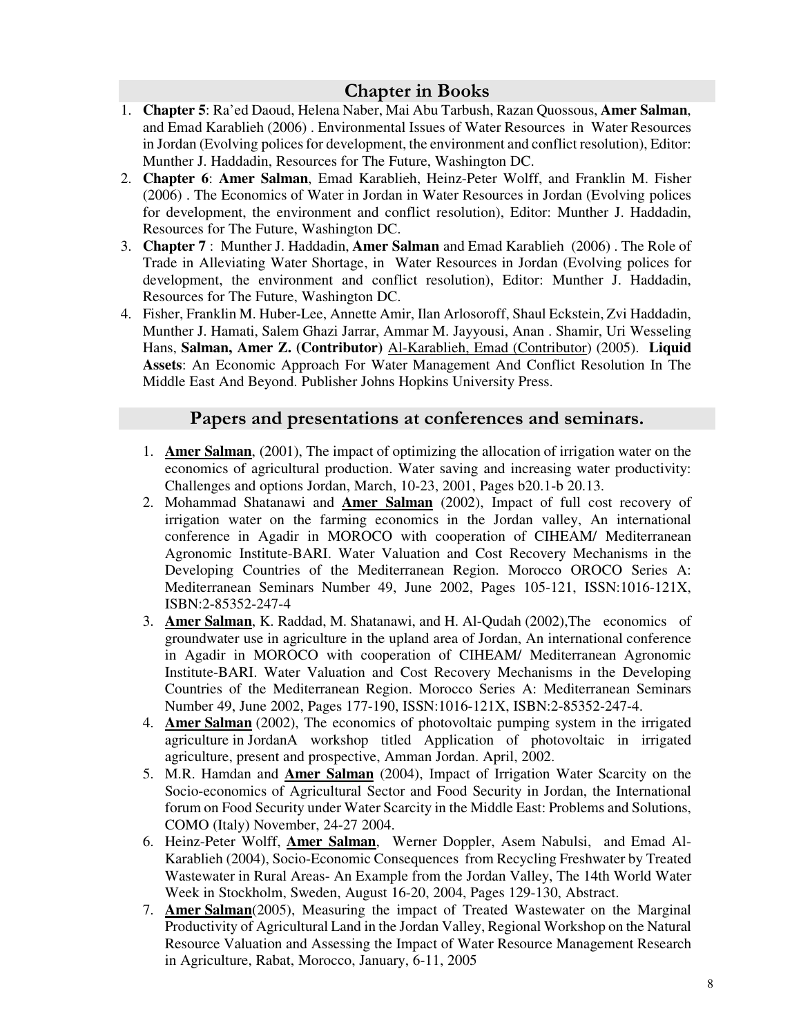## Chapter in Books

1. **Chapter 5**: Ra'ed Daoud, Helena Naber, Mai Abu Tarbush, Razan Quossous, **Amer Salman**, and Emad Karablieh (2006) . Environmental Issues of Water Resources in Water Resources in Jordan (Evolving polices for development, the environment and conflict resolution), Editor: Munther J. Haddadin, Resources for The Future, Washington DC.
2. **Chapter 6**: **Amer Salman**, Emad Karablieh, Heinz-Peter Wolff, and Franklin M. Fisher (2006) . The Economics of Water in Jordan in Water Resources in Jordan (Evolving polices for development, the environment and conflict resolution), Editor: Munther J. Haddadin, Resources for The Future, Washington DC.
3. **Chapter 7** : Munther J. Haddadin, **Amer Salman** and Emad Karablieh (2006) . The Role of Trade in Alleviating Water Shortage, in Water Resources in Jordan (Evolving polices for development, the environment and conflict resolution), Editor: Munther J. Haddadin, Resources for The Future, Washington DC.
4. Fisher, Franklin M. Huber-Lee, Annette Amir, Ilan Arlosoroff, Shaul Eckstein, Zvi Haddadin, Munther J. Hamati, Salem Ghazi Jarrar, Ammar M. Jayyousi, Anan . Shamir, Uri Wesseling Hans, **Salman, Amer Z. (Contributor)** <u>Al-Karablieh, Emad (Contributor)</u> (2005). **Liquid Assets**: An Economic Approach For Water Management And Conflict Resolution In The Middle East And Beyond. Publisher Johns Hopkins University Press.

## Papers and presentations at conferences and seminars.

1. **<u>Amer Salman</u>**, (2001), The impact of optimizing the allocation of irrigation water on the economics of agricultural production. Water saving and increasing water productivity: Challenges and options Jordan, March, 10-23, 2001, Pages b20.1-b 20.13.
2. Mohammad Shatanawi and **<u>Amer Salman</u>** (2002), Impact of full cost recovery of irrigation water on the farming economics in the Jordan valley, An international conference in Agadir in MOROCO with cooperation of CIHEAM/ Mediterranean Agronomic Institute-BARI. Water Valuation and Cost Recovery Mechanisms in the Developing Countries of the Mediterranean Region. Morocco OROCO Series A: Mediterranean Seminars Number 49, June 2002, Pages 105-121, ISSN:1016-121X, ISBN:2-85352-247-4
3. **<u>Amer Salman</u>**, K. Raddad, M. Shatanawi, and H. Al-Qudah (2002),The economics of groundwater use in agriculture in the upland area of Jordan, An international conference in Agadir in MOROCO with cooperation of CIHEAM/ Mediterranean Agronomic Institute-BARI. Water Valuation and Cost Recovery Mechanisms in the Developing Countries of the Mediterranean Region. Morocco Series A: Mediterranean Seminars Number 49, June 2002, Pages 177-190, ISSN:1016-121X, ISBN:2-85352-247-4.
4. **<u>Amer Salman</u>** (2002), The economics of photovoltaic pumping system in the irrigated agriculture in JordanA workshop titled Application of photovoltaic in irrigated agriculture, present and prospective, Amman Jordan. April, 2002.
5. M.R. Hamdan and **<u>Amer Salman</u>** (2004), Impact of Irrigation Water Scarcity on the Socio-economics of Agricultural Sector and Food Security in Jordan, the International forum on Food Security under Water Scarcity in the Middle East: Problems and Solutions, COMO (Italy) November, 24-27 2004.
6. Heinz-Peter Wolff, **<u>Amer Salman</u>**, Werner Doppler, Asem Nabulsi, and Emad Al-Karablieh (2004), Socio-Economic Consequences from Recycling Freshwater by Treated Wastewater in Rural Areas- An Example from the Jordan Valley, The 14th World Water Week in Stockholm, Sweden, August 16-20, 2004, Pages 129-130, Abstract.
7. **<u>Amer Salman</u>**(2005), Measuring the impact of Treated Wastewater on the Marginal Productivity of Agricultural Land in the Jordan Valley, Regional Workshop on the Natural Resource Valuation and Assessing the Impact of Water Resource Management Research in Agriculture, Rabat, Morocco, January, 6-11, 2005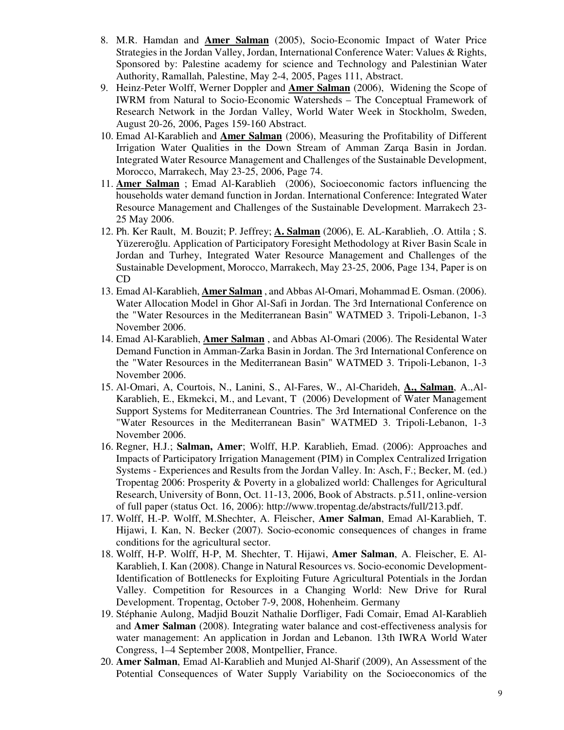8. M.R. Hamdan and **Amer Salman** (2005), Socio-Economic Impact of Water Price Strategies in the Jordan Valley, Jordan, International Conference Water: Values & Rights, Sponsored by: Palestine academy for science and Technology and Palestinian Water Authority, Ramallah, Palestine, May 2-4, 2005, Pages 111, Abstract.
9. Heinz-Peter Wolff, Werner Doppler and **Amer Salman** (2006), Widening the Scope of IWRM from Natural to Socio-Economic Watersheds – The Conceptual Framework of Research Network in the Jordan Valley, World Water Week in Stockholm, Sweden, August 20-26, 2006, Pages 159-160 Abstract.
10. Emad Al-Karablieh and **Amer Salman** (2006), Measuring the Profitability of Different Irrigation Water Qualities in the Down Stream of Amman Zarqa Basin in Jordan. Integrated Water Resource Management and Challenges of the Sustainable Development, Morocco, Marrakech, May 23-25, 2006, Page 74.
11. **Amer Salman** ; Emad Al-Karablieh (2006), Socioeconomic factors influencing the households water demand function in Jordan. International Conference: Integrated Water Resource Management and Challenges of the Sustainable Development. Marrakech 23-25 May 2006.
12. Ph. Ker Rault, M. Bouzit; P. Jeffrey; **A. Salman** (2006), E. AL-Karablieh, .O. Attila ; S. Yüzereroğlu. Application of Participatory Foresight Methodology at River Basin Scale in Jordan and Turhey, Integrated Water Resource Management and Challenges of the Sustainable Development, Morocco, Marrakech, May 23-25, 2006, Page 134, Paper is on CD
13. Emad Al-Karablieh, **Amer Salman** , and Abbas Al-Omari, Mohammad E. Osman. (2006). Water Allocation Model in Ghor Al-Safi in Jordan. The 3rd International Conference on the "Water Resources in the Mediterranean Basin" WATMED 3. Tripoli-Lebanon, 1-3 November 2006.
14. Emad Al-Karablieh, **Amer Salman** , and Abbas Al-Omari (2006). The Residental Water Demand Function in Amman-Zarka Basin in Jordan. The 3rd International Conference on the "Water Resources in the Mediterranean Basin" WATMED 3. Tripoli-Lebanon, 1-3 November 2006.
15. Al-Omari, A, Courtois, N., Lanini, S., Al-Fares, W., Al-Charideh, **A., Salman**, A.,Al-Karablieh, E., Ekmekci, M., and Levant, T (2006) Development of Water Management Support Systems for Mediterranean Countries. The 3rd International Conference on the "Water Resources in the Mediterranean Basin" WATMED 3. Tripoli-Lebanon, 1-3 November 2006.
16. Regner, H.J.; **Salman, Amer**; Wolff, H.P. Karablieh, Emad. (2006): Approaches and Impacts of Participatory Irrigation Management (PIM) in Complex Centralized Irrigation Systems - Experiences and Results from the Jordan Valley. In: Asch, F.; Becker, M. (ed.) Tropentag 2006: Prosperity & Poverty in a globalized world: Challenges for Agricultural Research, University of Bonn, Oct. 11-13, 2006, Book of Abstracts. p.511, online-version of full paper (status Oct. 16, 2006): http://www.tropentag.de/abstracts/full/213.pdf.
17. Wolff, H.-P. Wolff, M.Shechter, A. Fleischer, **Amer Salman**, Emad Al-Karablieh, T. Hijawi, I. Kan, N. Becker (2007). Socio-economic consequences of changes in frame conditions for the agricultural sector.
18. Wolff, H-P. Wolff, H-P, M. Shechter, T. Hijawi, **Amer Salman**, A. Fleischer, E. Al-Karablieh, I. Kan (2008). Change in Natural Resources vs. Socio-economic Development-Identification of Bottlenecks for Exploiting Future Agricultural Potentials in the Jordan Valley. Competition for Resources in a Changing World: New Drive for Rural Development. Tropentag, October 7-9, 2008, Hohenheim. Germany
19. Stéphanie Aulong, Madjid Bouzit Nathalie Dorfliger, Fadi Comair, Emad Al-Karablieh and **Amer Salman** (2008). Integrating water balance and cost-effectiveness analysis for water management: An application in Jordan and Lebanon. 13th IWRA World Water Congress, 1–4 September 2008, Montpellier, France.
20. **Amer Salman**, Emad Al-Karablieh and Munjed Al-Sharif (2009), An Assessment of the Potential Consequences of Water Supply Variability on the Socioeconomics of the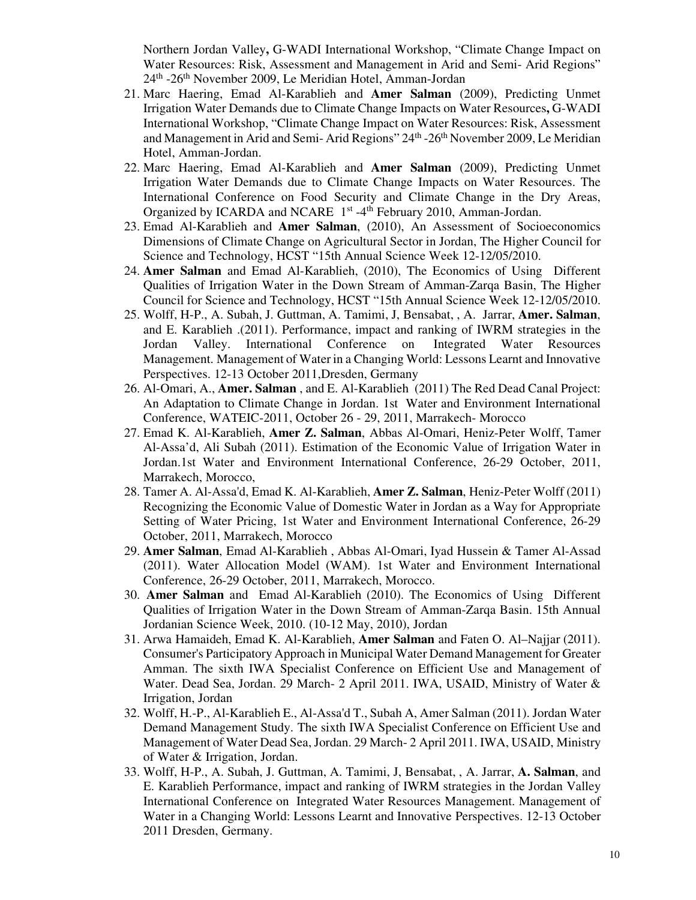Northern Jordan Valley**,** G-WADI International Workshop, "Climate Change Impact on Water Resources: Risk, Assessment and Management in Arid and Semi- Arid Regions" 24th -26th November 2009, Le Meridian Hotel, Amman-Jordan

21. Marc Haering, Emad Al-Karablieh and **Amer Salman** (2009), Predicting Unmet Irrigation Water Demands due to Climate Change Impacts on Water Resources**,** G-WADI International Workshop, "Climate Change Impact on Water Resources: Risk, Assessment and Management in Arid and Semi- Arid Regions" 24th -26th November 2009, Le Meridian Hotel, Amman-Jordan.
22. Marc Haering, Emad Al-Karablieh and **Amer Salman** (2009), Predicting Unmet Irrigation Water Demands due to Climate Change Impacts on Water Resources. The International Conference on Food Security and Climate Change in the Dry Areas, Organized by ICARDA and NCARE 1st -4th February 2010, Amman-Jordan.
23. Emad Al-Karablieh and **Amer Salman**, (2010), An Assessment of Socioeconomics Dimensions of Climate Change on Agricultural Sector in Jordan, The Higher Council for Science and Technology, HCST "15th Annual Science Week 12-12/05/2010.
24. **Amer Salman** and Emad Al-Karablieh, (2010), The Economics of Using Different Qualities of Irrigation Water in the Down Stream of Amman-Zarqa Basin, The Higher Council for Science and Technology, HCST "15th Annual Science Week 12-12/05/2010.
25. Wolff, H-P., A. Subah, J. Guttman, A. Tamimi, J, Bensabat, , A. Jarrar, **Amer. Salman**, and E. Karablieh .(2011). Performance, impact and ranking of IWRM strategies in the Jordan Valley. International Conference on Integrated Water Resources Management. Management of Water in a Changing World: Lessons Learnt and Innovative Perspectives. 12-13 October 2011,Dresden, Germany
26. Al-Omari, A., **Amer. Salman** , and E. Al-Karablieh (2011) The Red Dead Canal Project: An Adaptation to Climate Change in Jordan. 1st Water and Environment International Conference, WATEIC-2011, October 26 - 29, 2011, Marrakech- Morocco
27. Emad K. Al-Karablieh, **Amer Z. Salman**, Abbas Al-Omari, Heniz-Peter Wolff, Tamer Al-Assa'd, Ali Subah (2011). Estimation of the Economic Value of Irrigation Water in Jordan.1st Water and Environment International Conference, 26-29 October, 2011, Marrakech, Morocco,
28. Tamer A. Al-Assa'd, Emad K. Al-Karablieh, **Amer Z. Salman**, Heniz-Peter Wolff (2011) Recognizing the Economic Value of Domestic Water in Jordan as a Way for Appropriate Setting of Water Pricing, 1st Water and Environment International Conference, 26-29 October, 2011, Marrakech, Morocco
29. **Amer Salman**, Emad Al-Karablieh , Abbas Al-Omari, Iyad Hussein & Tamer Al-Assad (2011). Water Allocation Model (WAM). 1st Water and Environment International Conference, 26-29 October, 2011, Marrakech, Morocco.
30. **Amer Salman** and Emad Al-Karablieh (2010). The Economics of Using Different Qualities of Irrigation Water in the Down Stream of Amman-Zarqa Basin. 15th Annual Jordanian Science Week, 2010. (10-12 May, 2010), Jordan
31. Arwa Hamaideh, Emad K. Al-Karablieh, **Amer Salman** and Faten O. Al–Najjar (2011). Consumer's Participatory Approach in Municipal Water Demand Management for Greater Amman. The sixth IWA Specialist Conference on Efficient Use and Management of Water. Dead Sea, Jordan. 29 March- 2 April 2011. IWA, USAID, Ministry of Water & Irrigation, Jordan
32. Wolff, H.-P., Al-Karablieh E., Al-Assa'd T., Subah A, Amer Salman (2011). Jordan Water Demand Management Study. The sixth IWA Specialist Conference on Efficient Use and Management of Water Dead Sea, Jordan. 29 March- 2 April 2011. IWA, USAID, Ministry of Water & Irrigation, Jordan.
33. Wolff, H-P., A. Subah, J. Guttman, A. Tamimi, J, Bensabat, , A. Jarrar, **A. Salman**, and E. Karablieh Performance, impact and ranking of IWRM strategies in the Jordan Valley International Conference on Integrated Water Resources Management. Management of Water in a Changing World: Lessons Learnt and Innovative Perspectives. 12-13 October 2011 Dresden, Germany.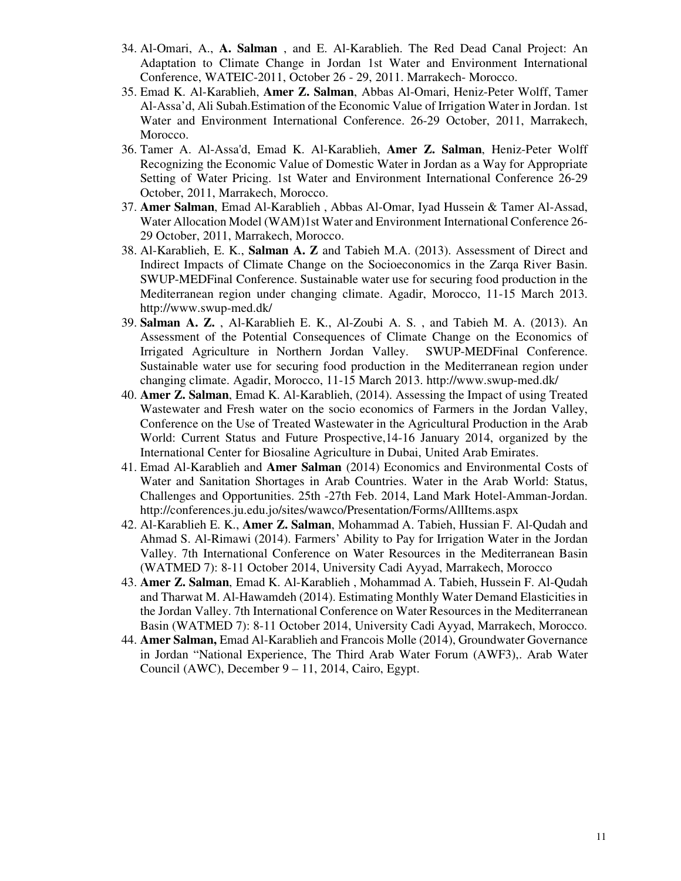34. Al-Omari, A., **A. Salman** , and E. Al-Karablieh. The Red Dead Canal Project: An Adaptation to Climate Change in Jordan 1st Water and Environment International Conference, WATEIC-2011, October 26 - 29, 2011. Marrakech- Morocco.
35. Emad K. Al-Karablieh, **Amer Z. Salman**, Abbas Al-Omari, Heniz-Peter Wolff, Tamer Al-Assa'd, Ali Subah.Estimation of the Economic Value of Irrigation Water in Jordan. 1st Water and Environment International Conference. 26-29 October, 2011, Marrakech, Morocco.
36. Tamer A. Al-Assa'd, Emad K. Al-Karablieh, **Amer Z. Salman**, Heniz-Peter Wolff Recognizing the Economic Value of Domestic Water in Jordan as a Way for Appropriate Setting of Water Pricing. 1st Water and Environment International Conference 26-29 October, 2011, Marrakech, Morocco.
37. **Amer Salman**, Emad Al-Karablieh , Abbas Al-Omar, Iyad Hussein & Tamer Al-Assad, Water Allocation Model (WAM)1st Water and Environment International Conference 26-29 October, 2011, Marrakech, Morocco.
38. Al-Karablieh, E. K., **Salman A. Z** and Tabieh M.A. (2013). Assessment of Direct and Indirect Impacts of Climate Change on the Socioeconomics in the Zarqa River Basin. SWUP-MEDFinal Conference. Sustainable water use for securing food production in the Mediterranean region under changing climate. Agadir, Morocco, 11-15 March 2013. http://www.swup-med.dk/
39. **Salman A. Z.** , Al-Karablieh E. K., Al-Zoubi A. S. , and Tabieh M. A. (2013). An Assessment of the Potential Consequences of Climate Change on the Economics of Irrigated Agriculture in Northern Jordan Valley. SWUP-MEDFinal Conference. Sustainable water use for securing food production in the Mediterranean region under changing climate. Agadir, Morocco, 11-15 March 2013. http://www.swup-med.dk/
40. **Amer Z. Salman**, Emad K. Al-Karablieh, (2014). Assessing the Impact of using Treated Wastewater and Fresh water on the socio economics of Farmers in the Jordan Valley, Conference on the Use of Treated Wastewater in the Agricultural Production in the Arab World: Current Status and Future Prospective,14-16 January 2014, organized by the International Center for Biosaline Agriculture in Dubai, United Arab Emirates.
41. Emad Al-Karablieh and **Amer Salman** (2014) Economics and Environmental Costs of Water and Sanitation Shortages in Arab Countries. Water in the Arab World: Status, Challenges and Opportunities. 25th -27th Feb. 2014, Land Mark Hotel-Amman-Jordan. http://conferences.ju.edu.jo/sites/wawco/Presentation/Forms/AllItems.aspx
42. Al-Karablieh E. K., **Amer Z. Salman**, Mohammad A. Tabieh, Hussian F. Al-Qudah and Ahmad S. Al-Rimawi (2014). Farmers' Ability to Pay for Irrigation Water in the Jordan Valley. 7th International Conference on Water Resources in the Mediterranean Basin (WATMED 7): 8-11 October 2014, University Cadi Ayyad, Marrakech, Morocco
43. **Amer Z. Salman**, Emad K. Al-Karablieh , Mohammad A. Tabieh, Hussein F. Al-Qudah and Tharwat M. Al-Hawamdeh (2014). Estimating Monthly Water Demand Elasticities in the Jordan Valley. 7th International Conference on Water Resources in the Mediterranean Basin (WATMED 7): 8-11 October 2014, University Cadi Ayyad, Marrakech, Morocco.
44. **Amer Salman,** Emad Al-Karablieh and Francois Molle (2014), Groundwater Governance in Jordan "National Experience, The Third Arab Water Forum (AWF3),. Arab Water Council (AWC), December 9 – 11, 2014, Cairo, Egypt.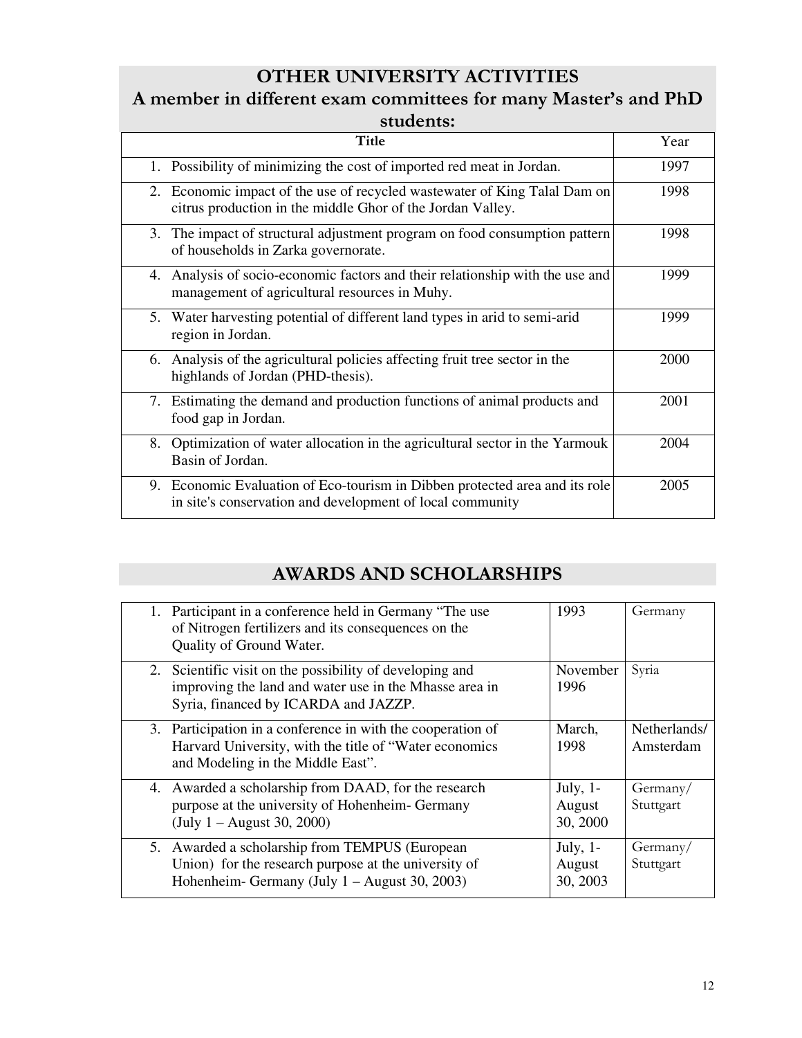## OTHER UNIVERSITY ACTIVITIES

### A member in different exam committees for many Master's and PhD students:

| Title | Year |
|---|---|
| 1. Possibility of minimizing the cost of imported red meat in Jordan. | 1997 |
| 2. Economic impact of the use of recycled wastewater of King Talal Dam on citrus production in the middle Ghor of the Jordan Valley. | 1998 |
| 3. The impact of structural adjustment program on food consumption pattern of households in Zarka governorate. | 1998 |
| 4. Analysis of socio-economic factors and their relationship with the use and management of agricultural resources in Muhy. | 1999 |
| 5. Water harvesting potential of different land types in arid to semi-arid region in Jordan. | 1999 |
| 6. Analysis of the agricultural policies affecting fruit tree sector in the highlands of Jordan (PHD-thesis). | 2000 |
| 7. Estimating the demand and production functions of animal products and food gap in Jordan. | 2001 |
| 8. Optimization of water allocation in the agricultural sector in the Yarmouk Basin of Jordan. | 2004 |
| 9. Economic Evaluation of Eco-tourism in Dibben protected area and its role in site's conservation and development of local community | 2005 |

## AWARDS AND SCHOLARSHIPS

| | | |
|---|---|---|
| 1. Participant in a conference held in Germany "The use of Nitrogen fertilizers and its consequences on the Quality of Ground Water. | 1993 | Germany |
| 2. Scientific visit on the possibility of developing and improving the land and water use in the Mhasse area in Syria, financed by ICARDA and JAZZP. | November 1996 | Syria |
| 3. Participation in a conference in with the cooperation of Harvard University, with the title of "Water economics and Modeling in the Middle East". | March, 1998 | Netherlands/ Amsterdam |
| 4. Awarded a scholarship from DAAD, for the research purpose at the university of Hohenheim- Germany (July 1 – August 30, 2000) | July, 1- August 30, 2000 | Germany/ Stuttgart |
| 5. Awarded a scholarship from TEMPUS (European Union) for the research purpose at the university of Hohenheim- Germany (July 1 – August 30, 2003) | July, 1- August 30, 2003 | Germany/ Stuttgart |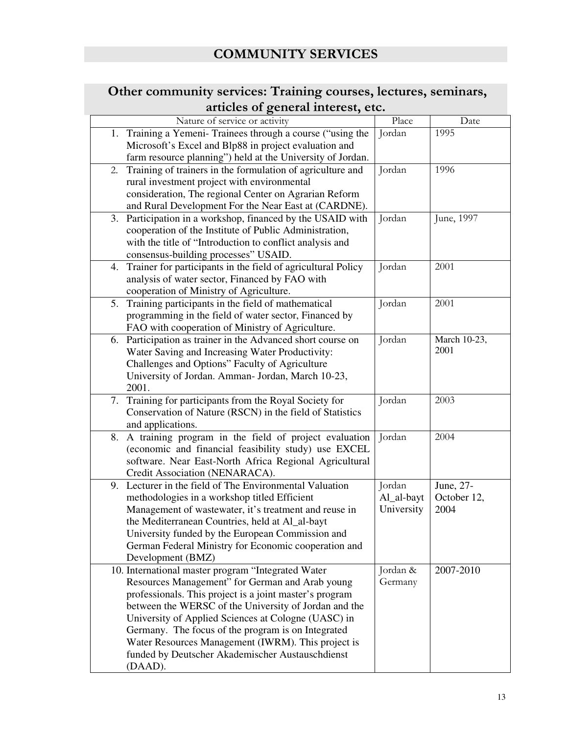# COMMUNITY SERVICES

## Other community services: Training courses, lectures, seminars, articles of general interest, etc.

| Nature of service or activity | Place | Date |
|---|---|---|
| 1. Training a Yemeni- Trainees through a course ("using the Microsoft's Excel and Blp88 in project evaluation and farm resource planning") held at the University of Jordan. | Jordan | 1995 |
| 2. Training of trainers in the formulation of agriculture and rural investment project with environmental consideration, The regional Center on Agrarian Reform and Rural Development For the Near East at (CARDNE). | Jordan | 1996 |
| 3. Participation in a workshop, financed by the USAID with cooperation of the Institute of Public Administration, with the title of "Introduction to conflict analysis and consensus-building processes" USAID. | Jordan | June, 1997 |
| 4. Trainer for participants in the field of agricultural Policy analysis of water sector, Financed by FAO with cooperation of Ministry of Agriculture. | Jordan | 2001 |
| 5. Training participants in the field of mathematical programming in the field of water sector, Financed by FAO with cooperation of Ministry of Agriculture. | Jordan | 2001 |
| 6. Participation as trainer in the Advanced short course on Water Saving and Increasing Water Productivity: Challenges and Options" Faculty of Agriculture University of Jordan. Amman- Jordan, March 10-23, 2001. | Jordan | March 10-23, 2001 |
| 7. Training for participants from the Royal Society for Conservation of Nature (RSCN) in the field of Statistics and applications. | Jordan | 2003 |
| 8. A training program in the field of project evaluation (economic and financial feasibility study) use EXCEL software. Near East-North Africa Regional Agricultural Credit Association (NENARACA). | Jordan | 2004 |
| 9. Lecturer in the field of The Environmental Valuation methodologies in a workshop titled Efficient Management of wastewater, it's treatment and reuse in the Mediterranean Countries, held at Al_al-bayt University funded by the European Commission and German Federal Ministry for Economic cooperation and Development (BMZ) | Jordan Al_al-bayt University | June, 27- October 12, 2004 |
| 10. International master program "Integrated Water Resources Management" for German and Arab young professionals. This project is a joint master's program between the WERSC of the University of Jordan and the University of Applied Sciences at Cologne (UASC) in Germany. The focus of the program is on Integrated Water Resources Management (IWRM). This project is funded by Deutscher Akademischer Austauschdienst (DAAD). | Jordan & Germany | 2007-2010 |